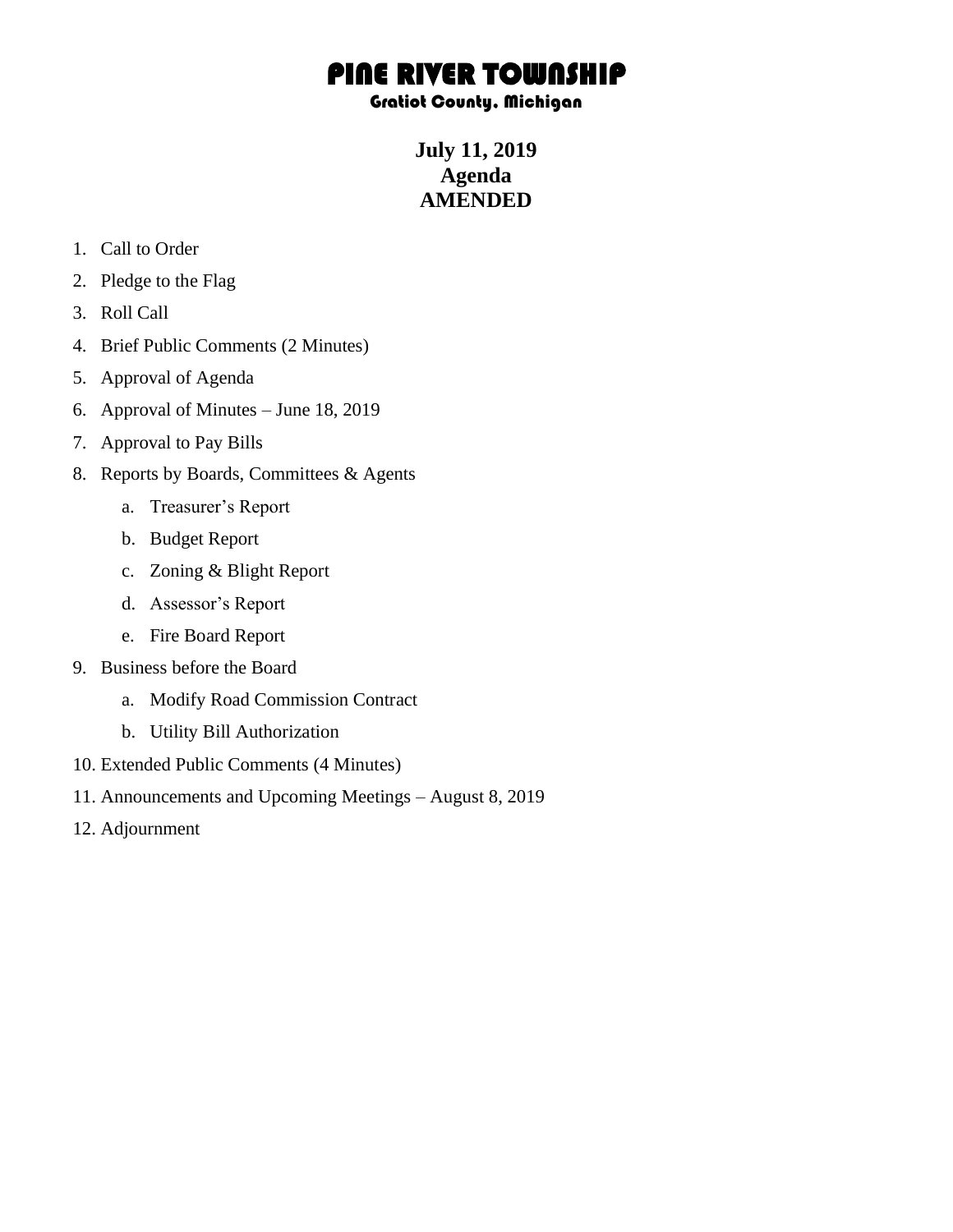# PINE RIVER TOWNSHIP

## Gratiot County, Michigan

**July 11, 2019**
**Agenda**
**AMENDED**

1. Call to Order
2. Pledge to the Flag
3. Roll Call
4. Brief Public Comments (2 Minutes)
5. Approval of Agenda
6. Approval of Minutes – June 18, 2019
7. Approval to Pay Bills
8. Reports by Boards, Committees & Agents
   a. Treasurer's Report
   b. Budget Report
   c. Zoning & Blight Report
   d. Assessor's Report
   e. Fire Board Report
9. Business before the Board
   a. Modify Road Commission Contract
   b. Utility Bill Authorization
10. Extended Public Comments (4 Minutes)
11. Announcements and Upcoming Meetings – August 8, 2019
12. Adjournment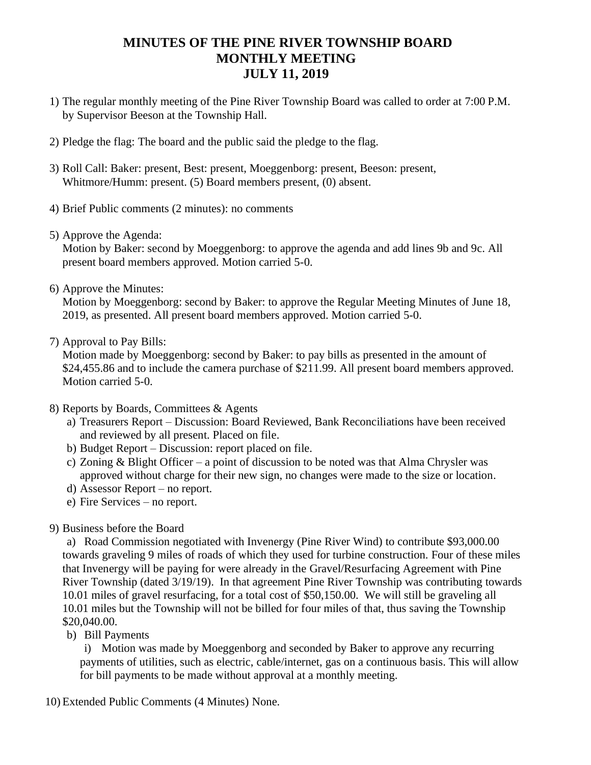# MINUTES OF THE PINE RIVER TOWNSHIP BOARD MONTHLY MEETING JULY 11, 2019

1) The regular monthly meeting of the Pine River Township Board was called to order at 7:00 P.M. by Supervisor Beeson at the Township Hall.

2) Pledge the flag: The board and the public said the pledge to the flag.

3) Roll Call: Baker: present, Best: present, Moeggenborg: present, Beeson: present, Whitmore/Humm: present. (5) Board members present, (0) absent.

4) Brief Public comments (2 minutes): no comments

5) Approve the Agenda:
   Motion by Baker: second by Moeggenborg: to approve the agenda and add lines 9b and 9c. All present board members approved. Motion carried 5-0.

6) Approve the Minutes:
   Motion by Moeggenborg: second by Baker: to approve the Regular Meeting Minutes of June 18, 2019, as presented. All present board members approved. Motion carried 5-0.

7) Approval to Pay Bills:
   Motion made by Moeggenborg: second by Baker: to pay bills as presented in the amount of $24,455.86 and to include the camera purchase of $211.99. All present board members approved. Motion carried 5-0.

8) Reports by Boards, Committees & Agents
   a) Treasurers Report – Discussion: Board Reviewed, Bank Reconciliations have been received and reviewed by all present. Placed on file.
   b) Budget Report – Discussion: report placed on file.
   c) Zoning & Blight Officer – a point of discussion to be noted was that Alma Chrysler was approved without charge for their new sign, no changes were made to the size or location.
   d) Assessor Report – no report.
   e) Fire Services – no report.

9) Business before the Board
   a) Road Commission negotiated with Invenergy (Pine River Wind) to contribute $93,000.00 towards graveling 9 miles of roads of which they used for turbine construction. Four of these miles that Invenergy will be paying for were already in the Gravel/Resurfacing Agreement with Pine River Township (dated 3/19/19). In that agreement Pine River Township was contributing towards 10.01 miles of gravel resurfacing, for a total cost of $50,150.00. We will still be graveling all 10.01 miles but the Township will not be billed for four miles of that, thus saving the Township $20,040.00.
   b) Bill Payments
      i) Motion was made by Moeggenborg and seconded by Baker to approve any recurring payments of utilities, such as electric, cable/internet, gas on a continuous basis. This will allow for bill payments to be made without approval at a monthly meeting.

10) Extended Public Comments (4 Minutes) None.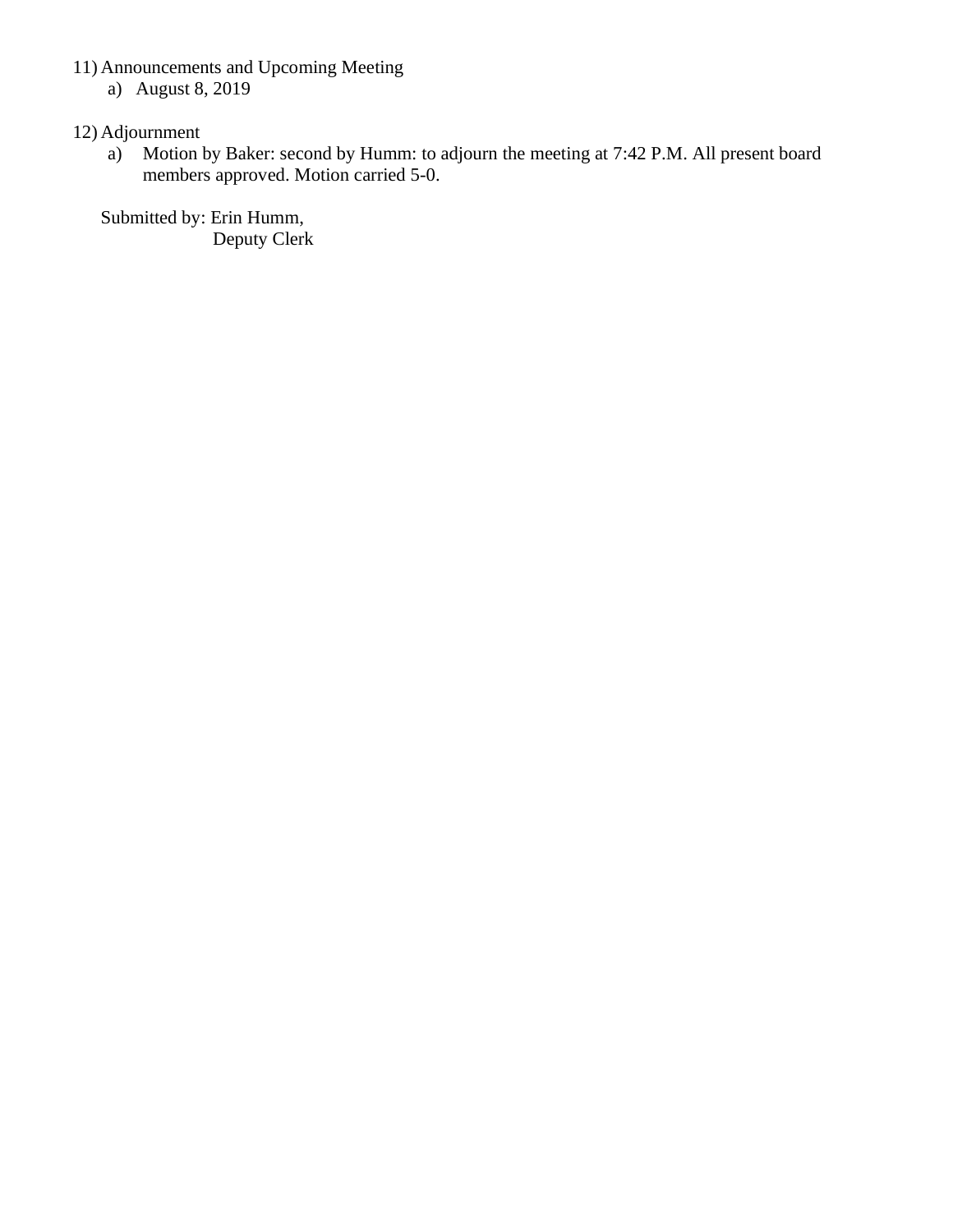11) Announcements and Upcoming Meeting
    a) August 8, 2019

12) Adjournment
    a) Motion by Baker: second by Humm: to adjourn the meeting at 7:42 P.M. All present board members approved. Motion carried 5-0.

Submitted by: Erin Humm,
Deputy Clerk